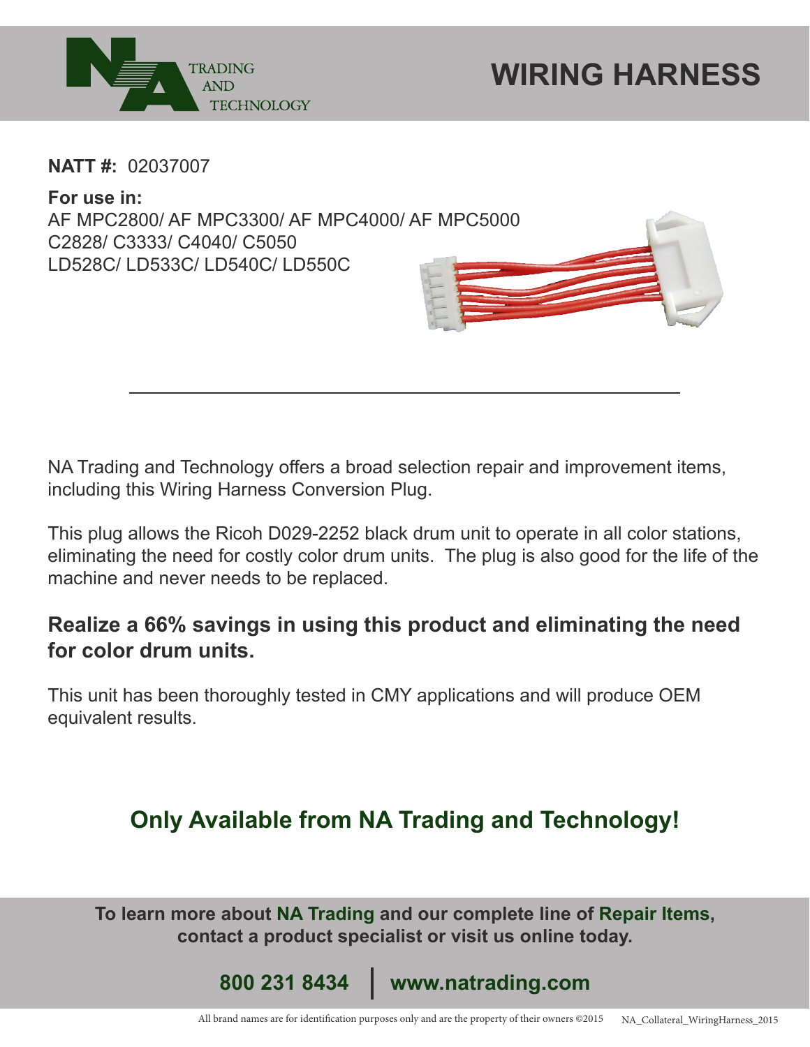NA TRADING AND TECHNOLOGY

# WIRING HARNESS

**NATT #:** 02037007

**For use in:**
AF MPC2800/ AF MPC3300/ AF MPC4000/ AF MPC5000
C2828/ C3333/ C4040/ C5050
LD528C/ LD533C/ LD540C/ LD550C

---

NA Trading and Technology offers a broad selection repair and improvement items, including this Wiring Harness Conversion Plug.

This plug allows the Ricoh D029-2252 black drum unit to operate in all color stations, eliminating the need for costly color drum units. The plug is also good for the life of the machine and never needs to be replaced.

**Realize a 66% savings in using this product and eliminating the need for color drum units.**

This unit has been thoroughly tested in CMY applications and will produce OEM equivalent results.

## Only Available from NA Trading and Technology!

**To learn more about NA Trading and our complete line of Repair Items, contact a product specialist or visit us online today.**

**800 231 8434 | www.natrading.com**

All brand names are for identification purposes only and are the property of their owners ©2015 NA_Collateral_WiringHarness_2015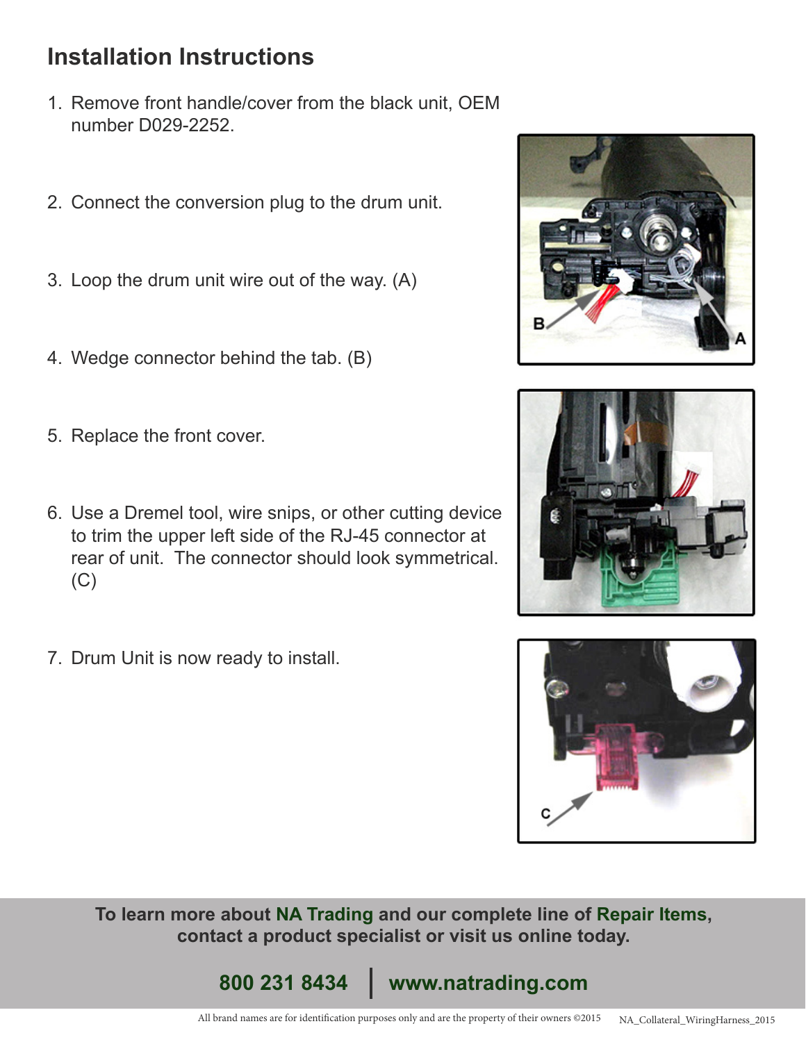## Installation Instructions

1. Remove front handle/cover from the black unit, OEM number D029-2252.
2. Connect the conversion plug to the drum unit.
3. Loop the drum unit wire out of the way. (A)
4. Wedge connector behind the tab. (B)
5. Replace the front cover.
6. Use a Dremel tool, wire snips, or other cutting device to trim the upper left side of the RJ-45 connector at rear of unit. The connector should look symmetrical. (C)
7. Drum Unit is now ready to install.

**To learn more about NA Trading and our complete line of Repair Items, contact a product specialist or visit us online today.**

**800 231 8434 | www.natrading.com**

All brand names are for identification purposes only and are the property of their owners ©2015 NA_Collateral_WiringHarness_2015